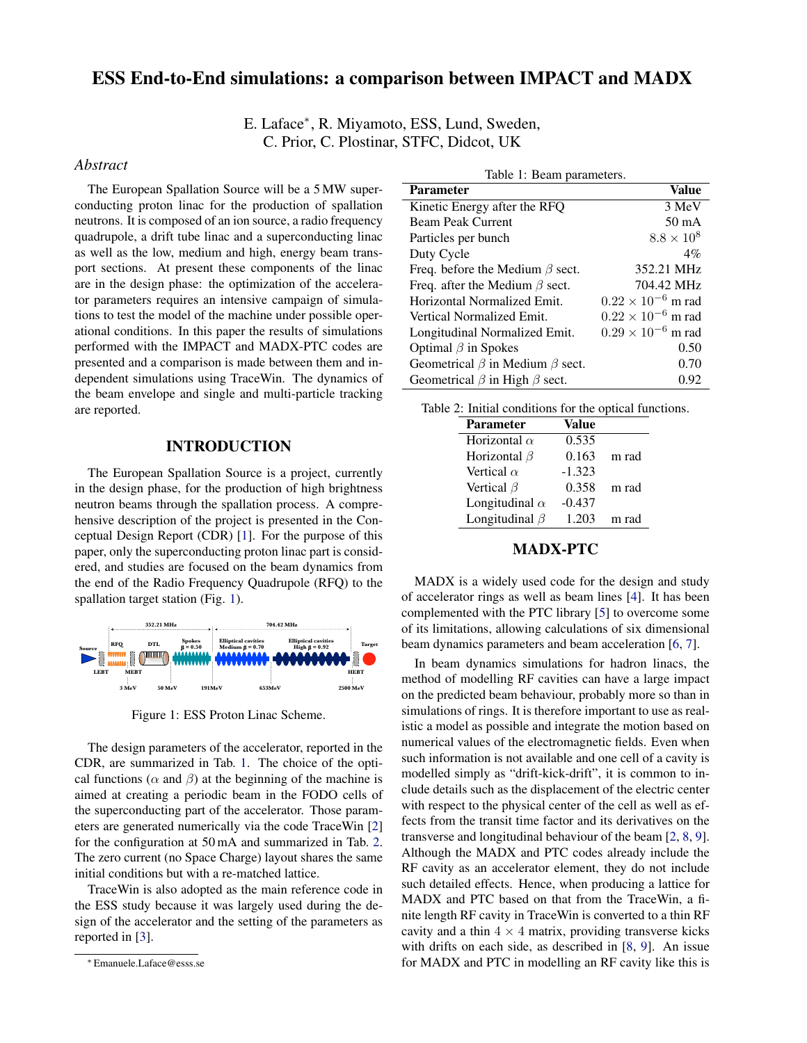# ESS End-to-End simulations: a comparison between IMPACT and MADX

E. Laface*, R. Miyamoto, ESS, Lund, Sweden,
C. Prior, C. Plostinar, STFC, Didcot, UK

*Abstract*

The European Spallation Source will be a 5 MW superconducting proton linac for the production of spallation neutrons. It is composed of an ion source, a radio frequency quadrupole, a drift tube linac and a superconducting linac as well as the low, medium and high, energy beam transport sections. At present these components of the linac are in the design phase: the optimization of the accelerator parameters requires an intensive campaign of simulations to test the model of the machine under possible operational conditions. In this paper the results of simulations performed with the IMPACT and MADX-PTC codes are presented and a comparison is made between them and independent simulations using TraceWin. The dynamics of the beam envelope and single and multi-particle tracking are reported.

## INTRODUCTION

The European Spallation Source is a project, currently in the design phase, for the production of high brightness neutron beams through the spallation process. A comprehensive description of the project is presented in the Conceptual Design Report (CDR) [1]. For the purpose of this paper, only the superconducting proton linac part is considered, and studies are focused on the beam dynamics from the end of the Radio Frequency Quadrupole (RFQ) to the spallation target station (Fig. 1).

Figure 1: ESS Proton Linac Scheme.

The design parameters of the accelerator, reported in the CDR, are summarized in Tab. 1. The choice of the optical functions ($\alpha$ and $\beta$) at the beginning of the machine is aimed at creating a periodic beam in the FODO cells of the superconducting part of the accelerator. Those parameters are generated numerically via the code TraceWin [2] for the configuration at 50 mA and summarized in Tab. 2. The zero current (no Space Charge) layout shares the same initial conditions but with a re-matched lattice.

TraceWin is also adopted as the main reference code in the ESS study because it was largely used during the design of the accelerator and the setting of the parameters as reported in [3].

Table 1: Beam parameters.

| Parameter | Value |
|---|---|
| Kinetic Energy after the RFQ | 3 MeV |
| Beam Peak Current | 50 mA |
| Particles per bunch | $8.8 \times 10^8$ |
| Duty Cycle | 4% |
| Freq. before the Medium $\beta$ sect. | 352.21 MHz |
| Freq. after the Medium $\beta$ sect. | 704.42 MHz |
| Horizontal Normalized Emit. | $0.22 \times 10^{-6}$ m rad |
| Vertical Normalized Emit. | $0.22 \times 10^{-6}$ m rad |
| Longitudinal Normalized Emit. | $0.29 \times 10^{-6}$ m rad |
| Optimal $\beta$ in Spokes | 0.50 |
| Geometrical $\beta$ in Medium $\beta$ sect. | 0.70 |
| Geometrical $\beta$ in High $\beta$ sect. | 0.92 |

Table 2: Initial conditions for the optical functions.

| Parameter | Value | |
|---|---|---|
| Horizontal $\alpha$ | 0.535 | |
| Horizontal $\beta$ | 0.163 | m rad |
| Vertical $\alpha$ | -1.323 | |
| Vertical $\beta$ | 0.358 | m rad |
| Longitudinal $\alpha$ | -0.437 | |
| Longitudinal $\beta$ | 1.203 | m rad |

## MADX-PTC

MADX is a widely used code for the design and study of accelerator rings as well as beam lines [4]. It has been complemented with the PTC library [5] to overcome some of its limitations, allowing calculations of six dimensional beam dynamics parameters and beam acceleration [6, 7].

In beam dynamics simulations for hadron linacs, the method of modelling RF cavities can have a large impact on the predicted beam behaviour, probably more so than in simulations of rings. It is therefore important to use as realistic a model as possible and integrate the motion based on numerical values of the electromagnetic fields. Even when such information is not available and one cell of a cavity is modelled simply as "drift-kick-drift", it is common to include details such as the displacement of the electric center with respect to the physical center of the cell as well as effects from the transit time factor and its derivatives on the transverse and longitudinal behaviour of the beam [2, 8, 9]. Although the MADX and PTC codes already include the RF cavity as an accelerator element, they do not include such detailed effects. Hence, when producing a lattice for MADX and PTC based on that from the TraceWin, a finite length RF cavity in TraceWin is converted to a thin RF cavity and a thin $4 \times 4$ matrix, providing transverse kicks with drifts on each side, as described in [8, 9]. An issue for MADX and PTC in modelling an RF cavity like this is

*Emanuele.Laface@esss.se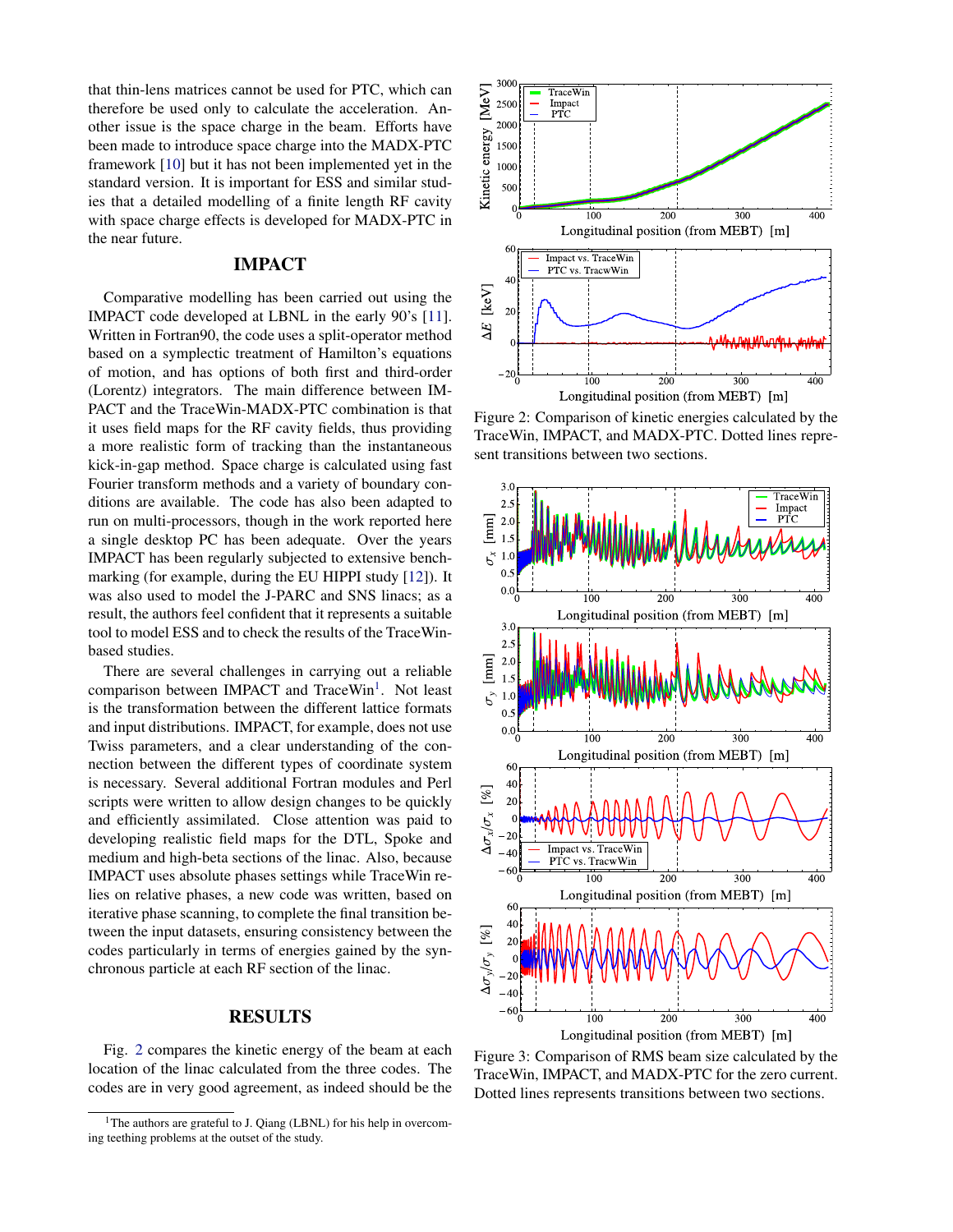that thin-lens matrices cannot be used for PTC, which can therefore be used only to calculate the acceleration. Another issue is the space charge in the beam. Efforts have been made to introduce space charge into the MADX-PTC framework [10] but it has not been implemented yet in the standard version. It is important for ESS and similar studies that a detailed modelling of a finite length RF cavity with space charge effects is developed for MADX-PTC in the near future.

## IMPACT

Comparative modelling has been carried out using the IMPACT code developed at LBNL in the early 90's [11]. Written in Fortran90, the code uses a split-operator method based on a symplectic treatment of Hamilton's equations of motion, and has options of both first and third-order (Lorentz) integrators. The main difference between IMPACT and the TraceWin-MADX-PTC combination is that it uses field maps for the RF cavity fields, thus providing a more realistic form of tracking than the instantaneous kick-in-gap method. Space charge is calculated using fast Fourier transform methods and a variety of boundary conditions are available. The code has also been adapted to run on multi-processors, though in the work reported here a single desktop PC has been adequate. Over the years IMPACT has been regularly subjected to extensive benchmarking (for example, during the EU HIPPI study [12]). It was also used to model the J-PARC and SNS linacs; as a result, the authors feel confident that it represents a suitable tool to model ESS and to check the results of the TraceWin-based studies.

There are several challenges in carrying out a reliable comparison between IMPACT and TraceWin[1]. Not least is the transformation between the different lattice formats and input distributions. IMPACT, for example, does not use Twiss parameters, and a clear understanding of the connection between the different types of coordinate system is necessary. Several additional Fortran modules and Perl scripts were written to allow design changes to be quickly and efficiently assimilated. Close attention was paid to developing realistic field maps for the DTL, Spoke and medium and high-beta sections of the linac. Also, because IMPACT uses absolute phases settings while TraceWin relies on relative phases, a new code was written, based on iterative phase scanning, to complete the final transition between the input datasets, ensuring consistency between the codes particularly in terms of energies gained by the synchronous particle at each RF section of the linac.

## RESULTS

Fig. 2 compares the kinetic energy of the beam at each location of the linac calculated from the three codes. The codes are in very good agreement, as indeed should be the

[1] The authors are grateful to J. Qiang (LBNL) for his help in overcoming teething problems at the outset of the study.

Figure 2: Comparison of kinetic energies calculated by the TraceWin, IMPACT, and MADX-PTC. Dotted lines represent transitions between two sections.

Figure 3: Comparison of RMS beam size calculated by the TraceWin, IMPACT, and MADX-PTC for the zero current. Dotted lines represents transitions between two sections.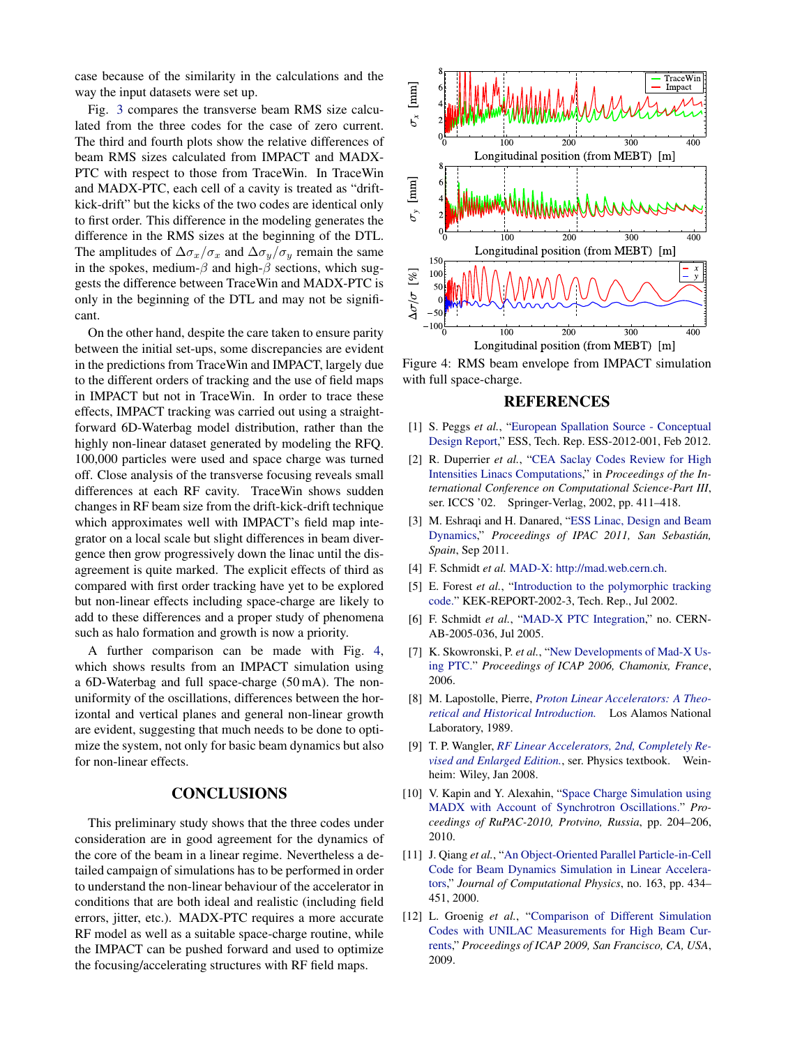case because of the similarity in the calculations and the way the input datasets were set up.

Fig. 3 compares the transverse beam RMS size calculated from the three codes for the case of zero current. The third and fourth plots show the relative differences of beam RMS sizes calculated from IMPACT and MADX-PTC with respect to those from TraceWin. In TraceWin and MADX-PTC, each cell of a cavity is treated as "drift-kick-drift" but the kicks of the two codes are identical only to first order. This difference in the modeling generates the difference in the RMS sizes at the beginning of the DTL. The amplitudes of $\Delta\sigma_x/\sigma_x$ and $\Delta\sigma_y/\sigma_y$ remain the same in the spokes, medium-$\beta$ and high-$\beta$ sections, which suggests the difference between TraceWin and MADX-PTC is only in the beginning of the DTL and may not be significant.

On the other hand, despite the care taken to ensure parity between the initial set-ups, some discrepancies are evident in the predictions from TraceWin and IMPACT, largely due to the different orders of tracking and the use of field maps in IMPACT but not in TraceWin. In order to trace these effects, IMPACT tracking was carried out using a straightforward 6D-Waterbag model distribution, rather than the highly non-linear dataset generated by modeling the RFQ. 100,000 particles were used and space charge was turned off. Close analysis of the transverse focusing reveals small differences at each RF cavity. TraceWin shows sudden changes in RF beam size from the drift-kick-drift technique which approximates well with IMPACT's field map integrator on a local scale but slight differences in beam divergence then grow progressively down the linac until the disagreement is quite marked. The explicit effects of third as compared with first order tracking have yet to be explored but non-linear effects including space-charge are likely to add to these differences and a proper study of phenomena such as halo formation and growth is now a priority.

A further comparison can be made with Fig. 4, which shows results from an IMPACT simulation using a 6D-Waterbag and full space-charge (50 mA). The non-uniformity of the oscillations, differences between the horizontal and vertical planes and general non-linear growth are evident, suggesting that much needs to be done to optimize the system, not only for basic beam dynamics but also for non-linear effects.

## CONCLUSIONS

This preliminary study shows that the three codes under consideration are in good agreement for the dynamics of the core of the beam in a linear regime. Nevertheless a detailed campaign of simulations has to be performed in order to understand the non-linear behaviour of the accelerator in conditions that are both ideal and realistic (including field errors, jitter, etc.). MADX-PTC requires a more accurate RF model as well as a suitable space-charge routine, while the IMPACT can be pushed forward and used to optimize the focusing/accelerating structures with RF field maps.

TraceWin
Impact
$\sigma_x$ [mm]
Longitudinal position (from MEBT) [m]
$\sigma_y$ [mm]
Longitudinal position (from MEBT) [m]
$\Delta\sigma/\sigma$ [%]
x
y
Longitudinal position (from MEBT) [m]

Figure 4: RMS beam envelope from IMPACT simulation with full space-charge.

## REFERENCES

[1] S. Peggs *et al.*, "European Spallation Source - Conceptual Design Report," ESS, Tech. Rep. ESS-2012-001, Feb 2012.

[2] R. Duperrier *et al.*, "CEA Saclay Codes Review for High Intensities Linacs Computations," in *Proceedings of the International Conference on Computational Science-Part III*, ser. ICCS '02. Springer-Verlag, 2002, pp. 411–418.

[3] M. Eshraqi and H. Danared, "ESS Linac, Design and Beam Dynamics," *Proceedings of IPAC 2011, San Sebastián, Spain*, Sep 2011.

[4] F. Schmidt *et al.* MAD-X: http://mad.web.cern.ch.

[5] E. Forest *et al.*, "Introduction to the polymorphic tracking code." KEK-REPORT-2002-3, Tech. Rep., Jul 2002.

[6] F. Schmidt *et al.*, "MAD-X PTC Integration," no. CERN-AB-2005-036, Jul 2005.

[7] K. Skowronski, P. *et al.*, "New Developments of Mad-X Using PTC." *Proceedings of ICAP 2006, Chamonix, France*, 2006.

[8] M. Lapostolle, Pierre, *Proton Linear Accelerators: A Theoretical and Historical Introduction.* Los Alamos National Laboratory, 1989.

[9] T. P. Wangler, *RF Linear Accelerators, 2nd, Completely Revised and Enlarged Edition.*, ser. Physics textbook. Weinheim: Wiley, Jan 2008.

[10] V. Kapin and Y. Alexahin, "Space Charge Simulation using MADX with Account of Synchrotron Oscillations." *Proceedings of RuPAC-2010, Protvino, Russia*, pp. 204–206, 2010.

[11] J. Qiang *et al.*, "An Object-Oriented Parallel Particle-in-Cell Code for Beam Dynamics Simulation in Linear Accelerators," *Journal of Computational Physics*, no. 163, pp. 434–451, 2000.

[12] L. Groenig *et al.*, "Comparison of Different Simulation Codes with UNILAC Measurements for High Beam Currents," *Proceedings of ICAP 2009, San Francisco, CA, USA*, 2009.